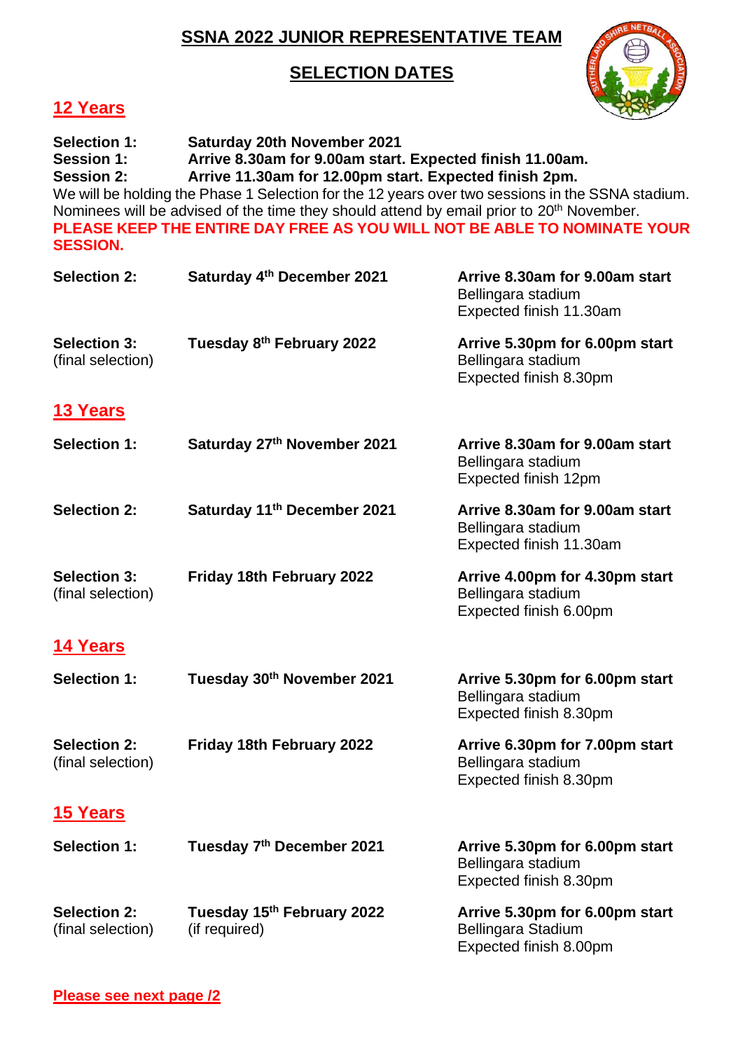# SSNA 2022 JUNIOR REPRESENTATIVE TEAM

## SELECTION DATES

### 12 Years

**Selection 1:** **Saturday 20th November 2021**
**Session 1:** **Arrive 8.30am for 9.00am start. Expected finish 11.00am.**
**Session 2:** **Arrive 11.30am for 12.00pm start. Expected finish 2pm.**

We will be holding the Phase 1 Selection for the 12 years over two sessions in the SSNA stadium. Nominees will be advised of the time they should attend by email prior to 20th November.

**PLEASE KEEP THE ENTIRE DAY FREE AS YOU WILL NOT BE ABLE TO NOMINATE YOUR SESSION.**

| | | |
|---|---|---|
| **Selection 2:** | **Saturday 4th December 2021** | **Arrive 8.30am for 9.00am start**<br>Bellingara stadium<br>Expected finish 11.30am |
| **Selection 3:**<br>(final selection) | **Tuesday 8th February 2022** | **Arrive 5.30pm for 6.00pm start**<br>Bellingara stadium<br>Expected finish 8.30pm |

### 13 Years

| | | |
|---|---|---|
| **Selection 1:** | **Saturday 27th November 2021** | **Arrive 8.30am for 9.00am start**<br>Bellingara stadium<br>Expected finish 12pm |
| **Selection 2:** | **Saturday 11th December 2021** | **Arrive 8.30am for 9.00am start**<br>Bellingara stadium<br>Expected finish 11.30am |
| **Selection 3:**<br>(final selection) | **Friday 18th February 2022** | **Arrive 4.00pm for 4.30pm start**<br>Bellingara stadium<br>Expected finish 6.00pm |

### 14 Years

| | | |
|---|---|---|
| **Selection 1:** | **Tuesday 30th November 2021** | **Arrive 5.30pm for 6.00pm start**<br>Bellingara stadium<br>Expected finish 8.30pm |
| **Selection 2:**<br>(final selection) | **Friday 18th February 2022** | **Arrive 6.30pm for 7.00pm start**<br>Bellingara stadium<br>Expected finish 8.30pm |

### 15 Years

| | | |
|---|---|---|
| **Selection 1:** | **Tuesday 7th December 2021** | **Arrive 5.30pm for 6.00pm start**<br>Bellingara stadium<br>Expected finish 8.30pm |
| **Selection 2:**<br>(final selection) | **Tuesday 15th February 2022**<br>(if required) | **Arrive 5.30pm for 6.00pm start**<br>Bellingara Stadium<br>Expected finish 8.00pm |

**Please see next page /2**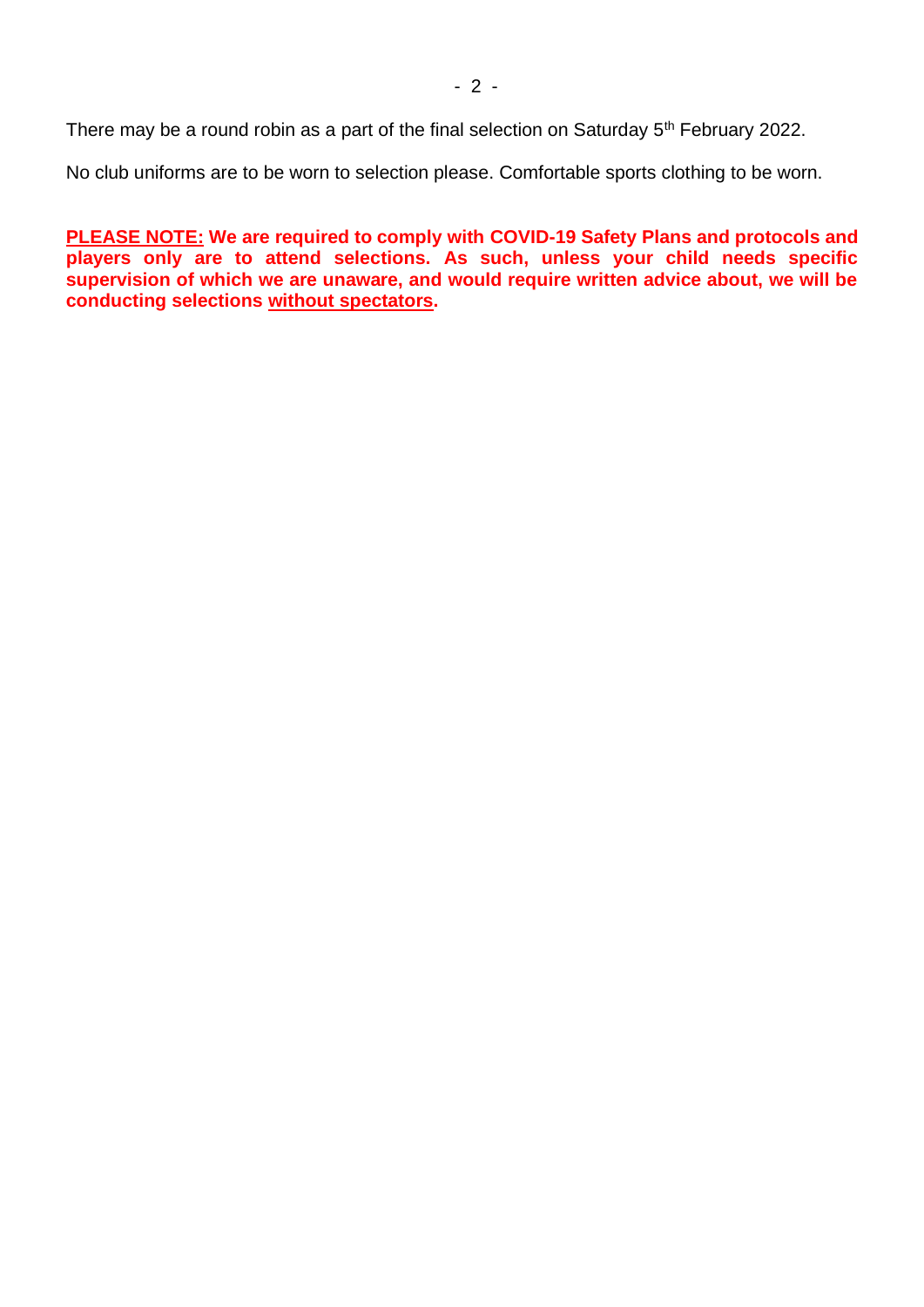There may be a round robin as a part of the final selection on Saturday 5th February 2022.

No club uniforms are to be worn to selection please. Comfortable sports clothing to be worn.

**PLEASE NOTE: We are required to comply with COVID-19 Safety Plans and protocols and players only are to attend selections. As such, unless your child needs specific supervision of which we are unaware, and would require written advice about, we will be conducting selections without spectators.**